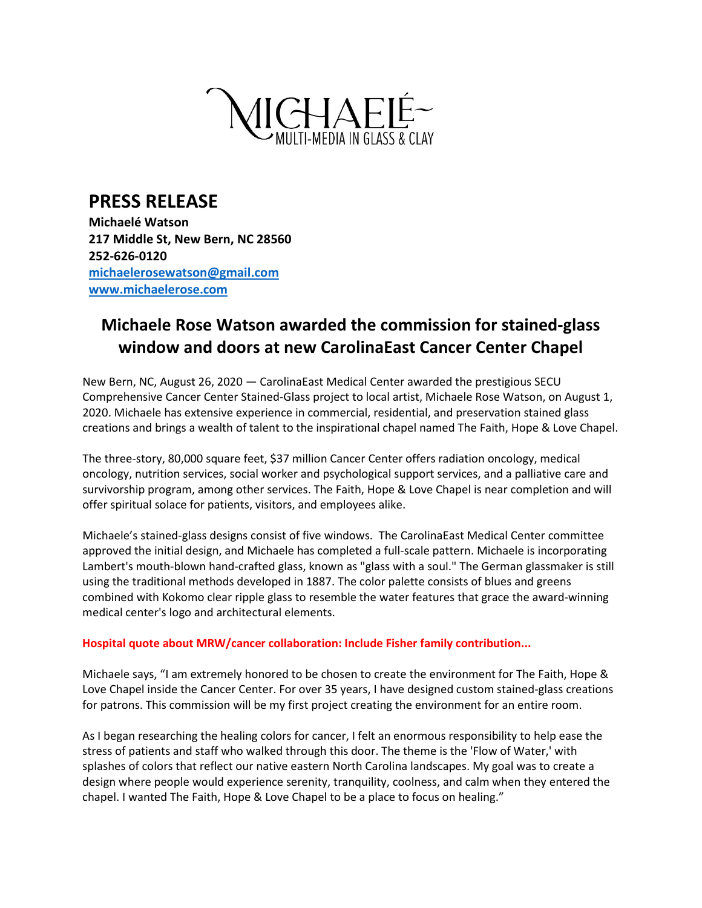MICHAELÉ~
MULTI-MEDIA IN GLASS & CLAY

# PRESS RELEASE

**Michaelé Watson**
**217 Middle St, New Bern, NC 28560**
**252-626-0120**
**michaelerosewatson@gmail.com**
**www.michaelerose.com**

## Michaele Rose Watson awarded the commission for stained-glass window and doors at new CarolinaEast Cancer Center Chapel

New Bern, NC, August 26, 2020 — CarolinaEast Medical Center awarded the prestigious SECU Comprehensive Cancer Center Stained-Glass project to local artist, Michaele Rose Watson, on August 1, 2020. Michaele has extensive experience in commercial, residential, and preservation stained glass creations and brings a wealth of talent to the inspirational chapel named The Faith, Hope & Love Chapel.

The three-story, 80,000 square feet, $37 million Cancer Center offers radiation oncology, medical oncology, nutrition services, social worker and psychological support services, and a palliative care and survivorship program, among other services. The Faith, Hope & Love Chapel is near completion and will offer spiritual solace for patients, visitors, and employees alike.

Michaele's stained-glass designs consist of five windows. The CarolinaEast Medical Center committee approved the initial design, and Michaele has completed a full-scale pattern. Michaele is incorporating Lambert's mouth-blown hand-crafted glass, known as "glass with a soul." The German glassmaker is still using the traditional methods developed in 1887. The color palette consists of blues and greens combined with Kokomo clear ripple glass to resemble the water features that grace the award-winning medical center's logo and architectural elements.

**Hospital quote about MRW/cancer collaboration: Include Fisher family contribution...**

Michaele says, "I am extremely honored to be chosen to create the environment for The Faith, Hope & Love Chapel inside the Cancer Center. For over 35 years, I have designed custom stained-glass creations for patrons. This commission will be my first project creating the environment for an entire room.

As I began researching the healing colors for cancer, I felt an enormous responsibility to help ease the stress of patients and staff who walked through this door. The theme is the 'Flow of Water,' with splashes of colors that reflect our native eastern North Carolina landscapes. My goal was to create a design where people would experience serenity, tranquility, coolness, and calm when they entered the chapel. I wanted The Faith, Hope & Love Chapel to be a place to focus on healing."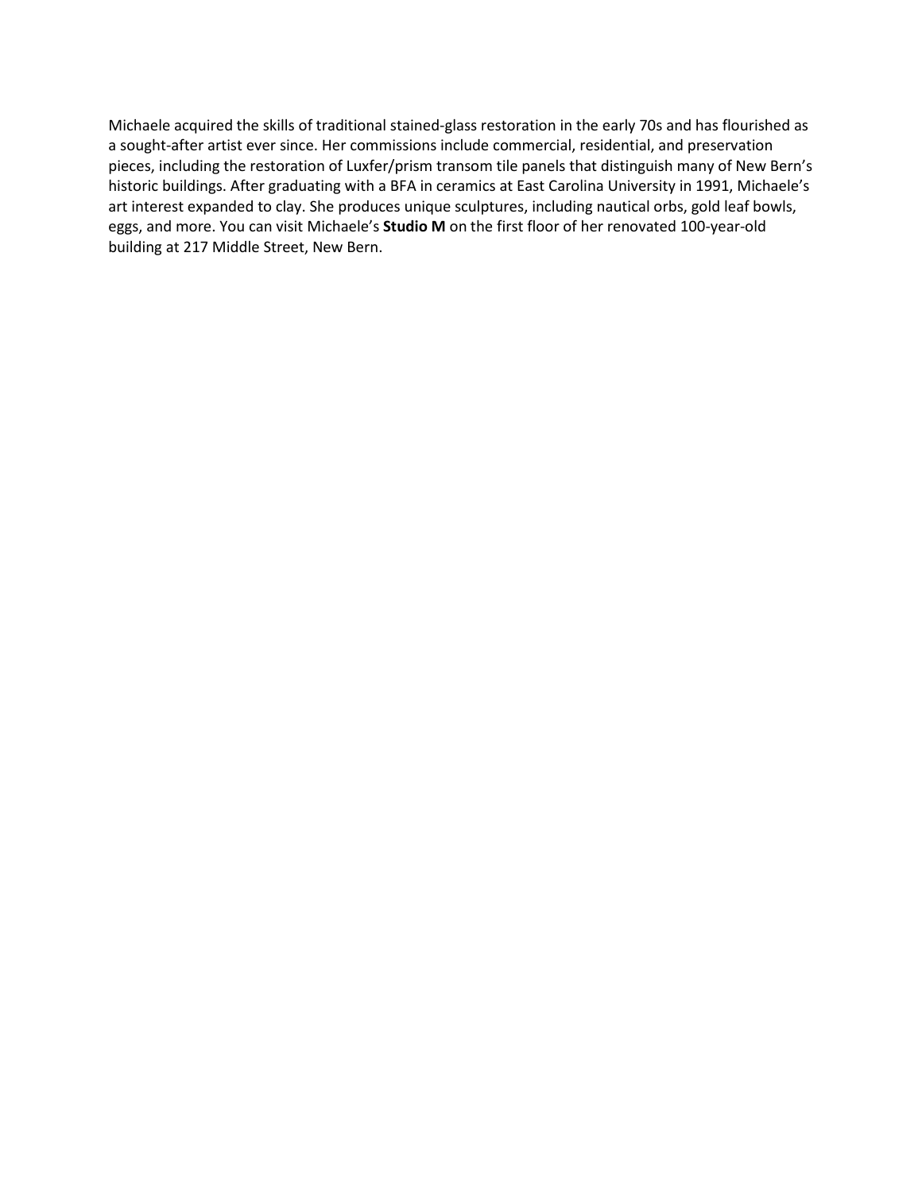Michaele acquired the skills of traditional stained-glass restoration in the early 70s and has flourished as a sought-after artist ever since. Her commissions include commercial, residential, and preservation pieces, including the restoration of Luxfer/prism transom tile panels that distinguish many of New Bern's historic buildings. After graduating with a BFA in ceramics at East Carolina University in 1991, Michaele's art interest expanded to clay. She produces unique sculptures, including nautical orbs, gold leaf bowls, eggs, and more. You can visit Michaele's **Studio M** on the first floor of her renovated 100-year-old building at 217 Middle Street, New Bern.